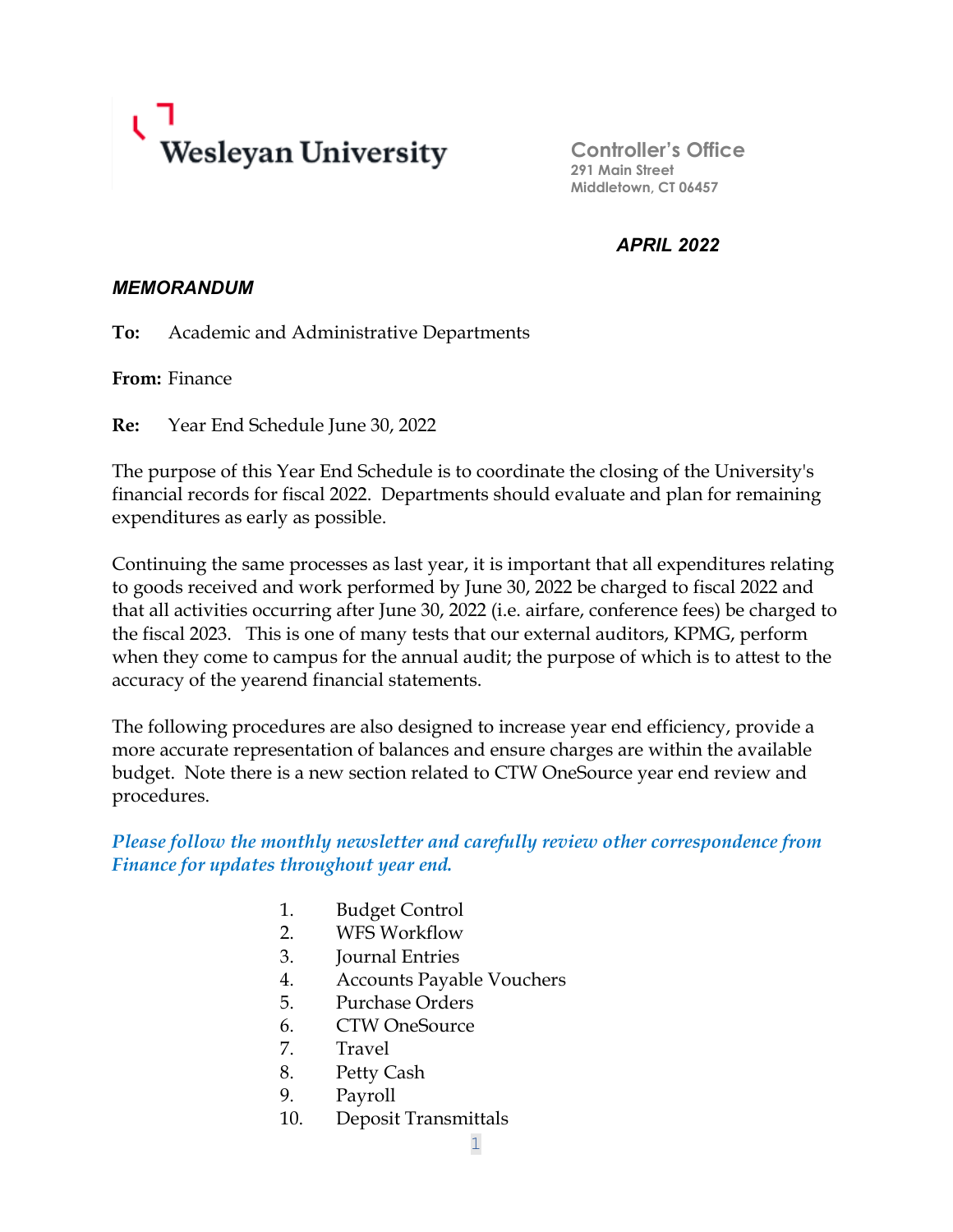**Wesleyan University**

**Controller's Office**
291 Main Street
Middletown, CT 06457

***APRIL 2022***

***MEMORANDUM***

**To:** Academic and Administrative Departments

**From:** Finance

**Re:** Year End Schedule June 30, 2022

The purpose of this Year End Schedule is to coordinate the closing of the University's financial records for fiscal 2022. Departments should evaluate and plan for remaining expenditures as early as possible.

Continuing the same processes as last year, it is important that all expenditures relating to goods received and work performed by June 30, 2022 be charged to fiscal 2022 and that all activities occurring after June 30, 2022 (i.e. airfare, conference fees) be charged to the fiscal 2023. This is one of many tests that our external auditors, KPMG, perform when they come to campus for the annual audit; the purpose of which is to attest to the accuracy of the yearend financial statements.

The following procedures are also designed to increase year end efficiency, provide a more accurate representation of balances and ensure charges are within the available budget. Note there is a new section related to CTW OneSource year end review and procedures.

***Please follow the monthly newsletter and carefully review other correspondence from Finance for updates throughout year end.***

1. Budget Control
2. WFS Workflow
3. Journal Entries
4. Accounts Payable Vouchers
5. Purchase Orders
6. CTW OneSource
7. Travel
8. Petty Cash
9. Payroll
10. Deposit Transmittals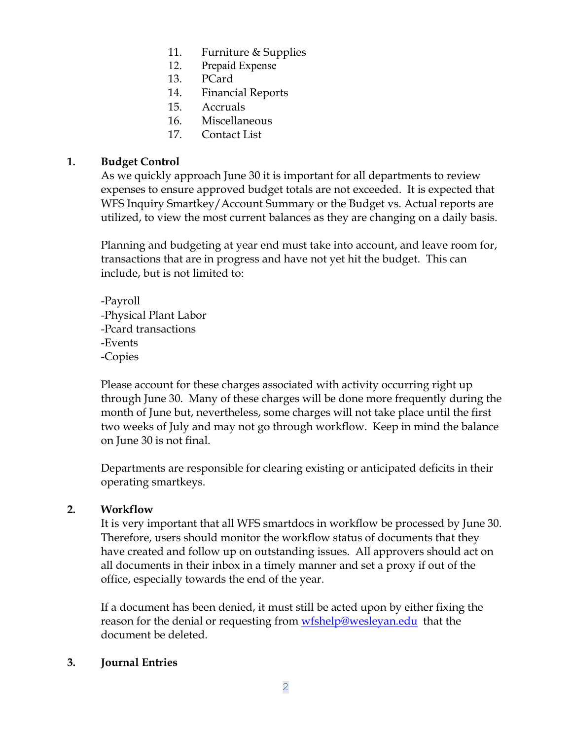11. Furniture & Supplies
12. Prepaid Expense
13. PCard
14. Financial Reports
15. Accruals
16. Miscellaneous
17. Contact List

## 1. Budget Control

As we quickly approach June 30 it is important for all departments to review expenses to ensure approved budget totals are not exceeded. It is expected that WFS Inquiry Smartkey/Account Summary or the Budget vs. Actual reports are utilized, to view the most current balances as they are changing on a daily basis.

Planning and budgeting at year end must take into account, and leave room for, transactions that are in progress and have not yet hit the budget. This can include, but is not limited to:

-Payroll
-Physical Plant Labor
-Pcard transactions
-Events
-Copies

Please account for these charges associated with activity occurring right up through June 30. Many of these charges will be done more frequently during the month of June but, nevertheless, some charges will not take place until the first two weeks of July and may not go through workflow. Keep in mind the balance on June 30 is not final.

Departments are responsible for clearing existing or anticipated deficits in their operating smartkeys.

## 2. Workflow

It is very important that all WFS smartdocs in workflow be processed by June 30. Therefore, users should monitor the workflow status of documents that they have created and follow up on outstanding issues. All approvers should act on all documents in their inbox in a timely manner and set a proxy if out of the office, especially towards the end of the year.

If a document has been denied, it must still be acted upon by either fixing the reason for the denial or requesting from wfshelp@wesleyan.edu that the document be deleted.

## 3. Journal Entries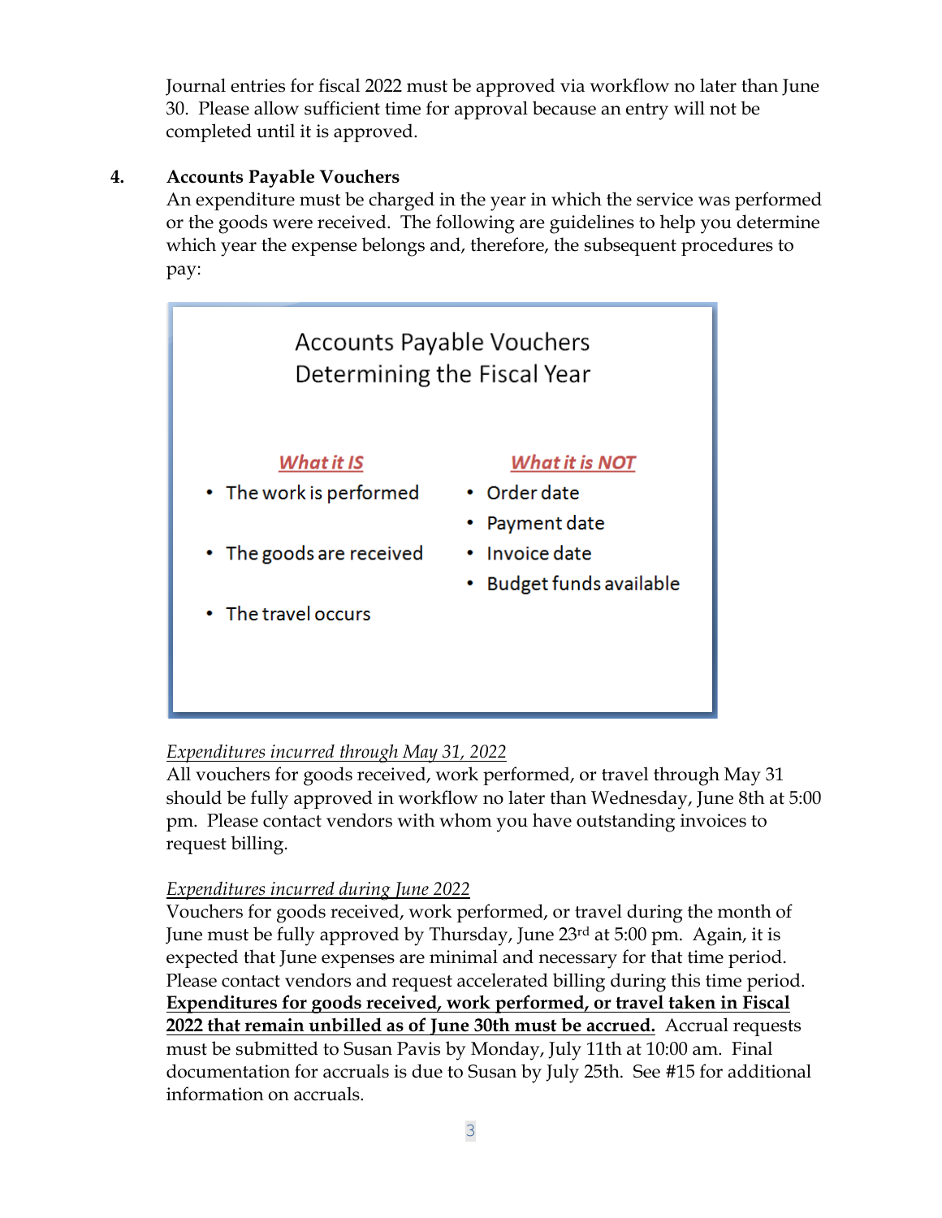Journal entries for fiscal 2022 must be approved via workflow no later than June 30. Please allow sufficient time for approval because an entry will not be completed until it is approved.

**4. Accounts Payable Vouchers**

An expenditure must be charged in the year in which the service was performed or the goods were received. The following are guidelines to help you determine which year the expense belongs and, therefore, the subsequent procedures to pay:

**Accounts Payable Vouchers**
**Determining the Fiscal Year**

| *What it IS* | *What it is NOT* |
|---|---|
| • The work is performed | • Order date |
| | • Payment date |
| • The goods are received | • Invoice date |
| | • Budget funds available |
| • The travel occurs | |

*Expenditures incurred through May 31, 2022*

All vouchers for goods received, work performed, or travel through May 31 should be fully approved in workflow no later than Wednesday, June 8th at 5:00 pm. Please contact vendors with whom you have outstanding invoices to request billing.

*Expenditures incurred during June 2022*

Vouchers for goods received, work performed, or travel during the month of June must be fully approved by Thursday, June 23rd at 5:00 pm. Again, it is expected that June expenses are minimal and necessary for that time period. Please contact vendors and request accelerated billing during this time period. **Expenditures for goods received, work performed, or travel taken in Fiscal 2022 that remain unbilled as of June 30th must be accrued.** Accrual requests must be submitted to Susan Pavis by Monday, July 11th at 10:00 am. Final documentation for accruals is due to Susan by July 25th. See #15 for additional information on accruals.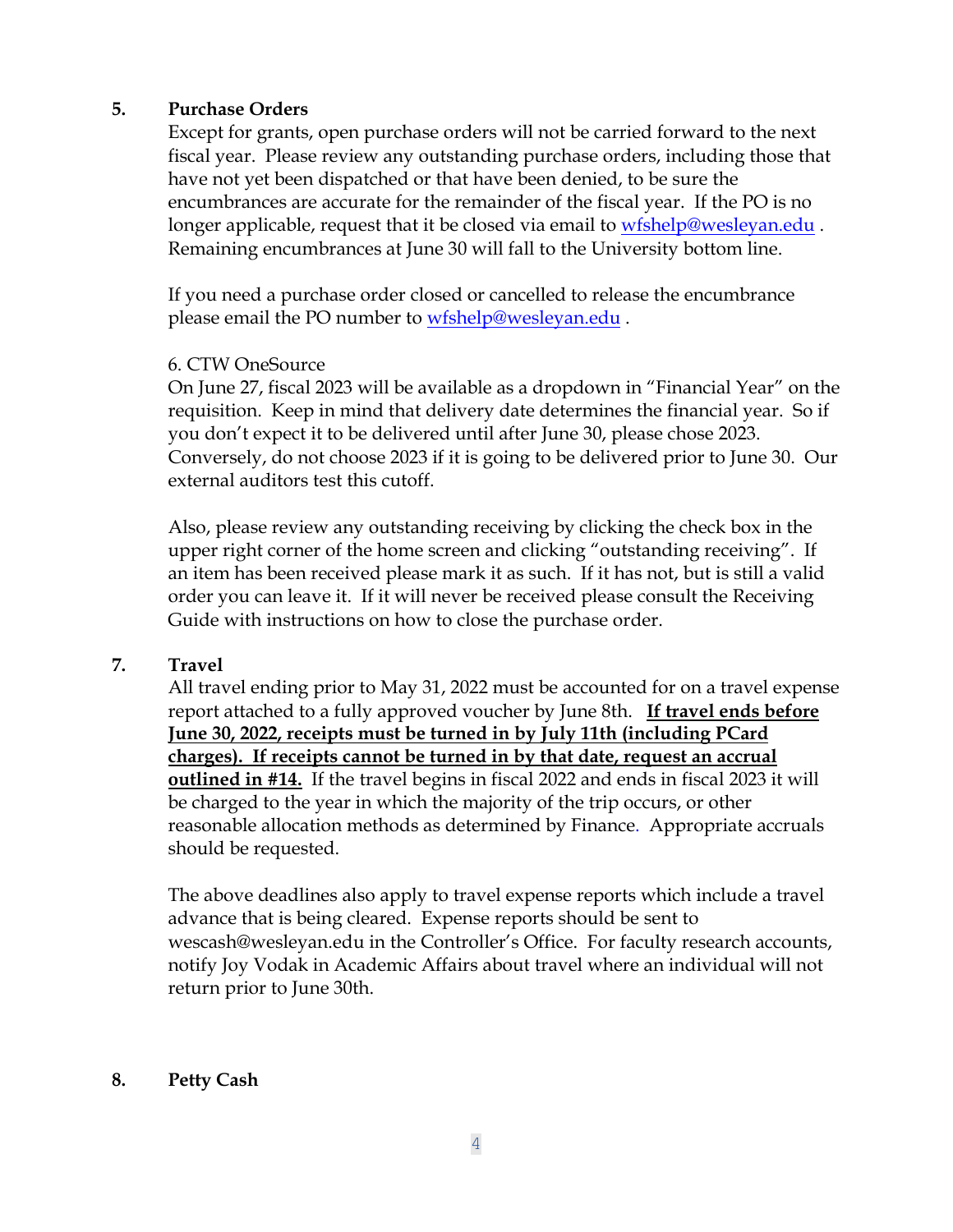5. **Purchase Orders**

Except for grants, open purchase orders will not be carried forward to the next fiscal year. Please review any outstanding purchase orders, including those that have not yet been dispatched or that have been denied, to be sure the encumbrances are accurate for the remainder of the fiscal year. If the PO is no longer applicable, request that it be closed via email to wfshelp@wesleyan.edu . Remaining encumbrances at June 30 will fall to the University bottom line.

If you need a purchase order closed or cancelled to release the encumbrance please email the PO number to wfshelp@wesleyan.edu .

6. CTW OneSource

On June 27, fiscal 2023 will be available as a dropdown in "Financial Year" on the requisition. Keep in mind that delivery date determines the financial year. So if you don't expect it to be delivered until after June 30, please chose 2023. Conversely, do not choose 2023 if it is going to be delivered prior to June 30. Our external auditors test this cutoff.

Also, please review any outstanding receiving by clicking the check box in the upper right corner of the home screen and clicking "outstanding receiving". If an item has been received please mark it as such. If it has not, but is still a valid order you can leave it. If it will never be received please consult the Receiving Guide with instructions on how to close the purchase order.

7. **Travel**

All travel ending prior to May 31, 2022 must be accounted for on a travel expense report attached to a fully approved voucher by June 8th. **If travel ends before June 30, 2022, receipts must be turned in by July 11th (including PCard charges). If receipts cannot be turned in by that date, request an accrual outlined in #14.** If the travel begins in fiscal 2022 and ends in fiscal 2023 it will be charged to the year in which the majority of the trip occurs, or other reasonable allocation methods as determined by Finance. Appropriate accruals should be requested.

The above deadlines also apply to travel expense reports which include a travel advance that is being cleared. Expense reports should be sent to wescash@wesleyan.edu in the Controller's Office. For faculty research accounts, notify Joy Vodak in Academic Affairs about travel where an individual will not return prior to June 30th.

8. **Petty Cash**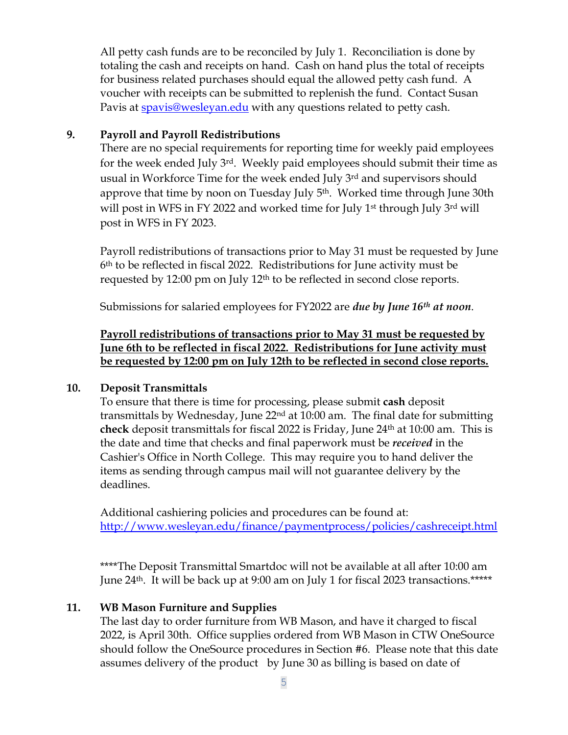All petty cash funds are to be reconciled by July 1. Reconciliation is done by totaling the cash and receipts on hand. Cash on hand plus the total of receipts for business related purchases should equal the allowed petty cash fund. A voucher with receipts can be submitted to replenish the fund. Contact Susan Pavis at [spavis@wesleyan.edu](mailto:spavis@wesleyan.edu) with any questions related to petty cash.

**9. Payroll and Payroll Redistributions**

There are no special requirements for reporting time for weekly paid employees for the week ended July 3rd. Weekly paid employees should submit their time as usual in Workforce Time for the week ended July 3rd and supervisors should approve that time by noon on Tuesday July 5th. Worked time through June 30th will post in WFS in FY 2022 and worked time for July 1st through July 3rd will post in WFS in FY 2023.

Payroll redistributions of transactions prior to May 31 must be requested by June 6th to be reflected in fiscal 2022. Redistributions for June activity must be requested by 12:00 pm on July 12th to be reflected in second close reports.

Submissions for salaried employees for FY2022 are ***due by June 16th at noon***.

<u>**Payroll redistributions of transactions prior to May 31 must be requested by June 6th to be reflected in fiscal 2022. Redistributions for June activity must be requested by 12:00 pm on July 12th to be reflected in second close reports.**</u>

**10. Deposit Transmittals**

To ensure that there is time for processing, please submit **cash** deposit transmittals by Wednesday, June 22nd at 10:00 am. The final date for submitting **check** deposit transmittals for fiscal 2022 is Friday, June 24th at 10:00 am. This is the date and time that checks and final paperwork must be ***received*** in the Cashier's Office in North College. This may require you to hand deliver the items as sending through campus mail will not guarantee delivery by the deadlines.

Additional cashiering policies and procedures can be found at: [http://www.wesleyan.edu/finance/paymentprocess/policies/cashreceipt.html](http://www.wesleyan.edu/finance/paymentprocess/policies/cashreceipt.html)

****The Deposit Transmittal Smartdoc will not be available at all after 10:00 am June 24th. It will be back up at 9:00 am on July 1 for fiscal 2023 transactions.*****

**11. WB Mason Furniture and Supplies**

The last day to order furniture from WB Mason, and have it charged to fiscal 2022, is April 30th. Office supplies ordered from WB Mason in CTW OneSource should follow the OneSource procedures in Section #6. Please note that this date assumes delivery of the product by June 30 as billing is based on date of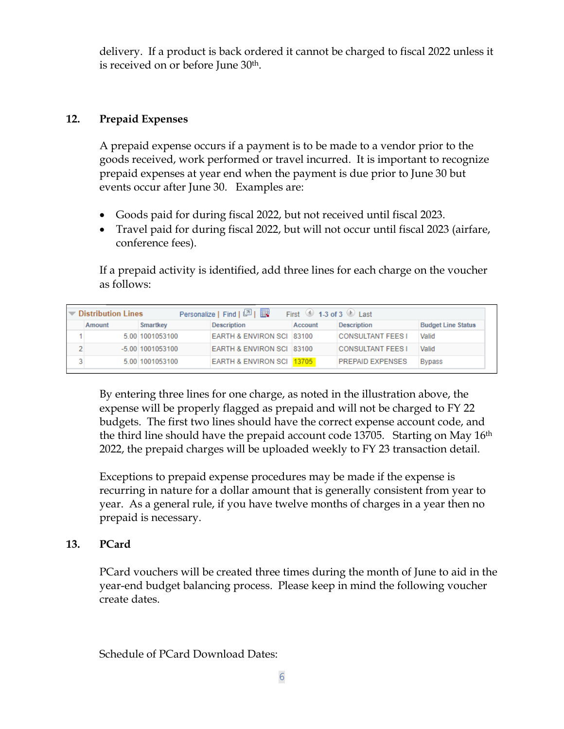delivery. If a product is back ordered it cannot be charged to fiscal 2022 unless it is received on or before June 30th.

## 12. Prepaid Expenses

A prepaid expense occurs if a payment is to be made to a vendor prior to the goods received, work performed or travel incurred. It is important to recognize prepaid expenses at year end when the payment is due prior to June 30 but events occur after June 30. Examples are:

- Goods paid for during fiscal 2022, but not received until fiscal 2023.
- Travel paid for during fiscal 2022, but will not occur until fiscal 2023 (airfare, conference fees).

If a prepaid activity is identified, add three lines for each charge on the voucher as follows:

Distribution Lines

| | Amount | Smartkey | Description | Account | Description | Budget Line Status |
|---|---|---|---|---|---|---|
| 1 | 5.00 | 1001053100 | EARTH & ENVIRON SCI | 83100 | CONSULTANT FEES I | Valid |
| 2 | -5.00 | 1001053100 | EARTH & ENVIRON SCI | 83100 | CONSULTANT FEES I | Valid |
| 3 | 5.00 | 1001053100 | EARTH & ENVIRON SCI | 13705 | PREPAID EXPENSES | Bypass |

By entering three lines for one charge, as noted in the illustration above, the expense will be properly flagged as prepaid and will not be charged to FY 22 budgets. The first two lines should have the correct expense account code, and the third line should have the prepaid account code 13705. Starting on May 16th 2022, the prepaid charges will be uploaded weekly to FY 23 transaction detail.

Exceptions to prepaid expense procedures may be made if the expense is recurring in nature for a dollar amount that is generally consistent from year to year. As a general rule, if you have twelve months of charges in a year then no prepaid is necessary.

## 13. PCard

PCard vouchers will be created three times during the month of June to aid in the year-end budget balancing process. Please keep in mind the following voucher create dates.

Schedule of PCard Download Dates: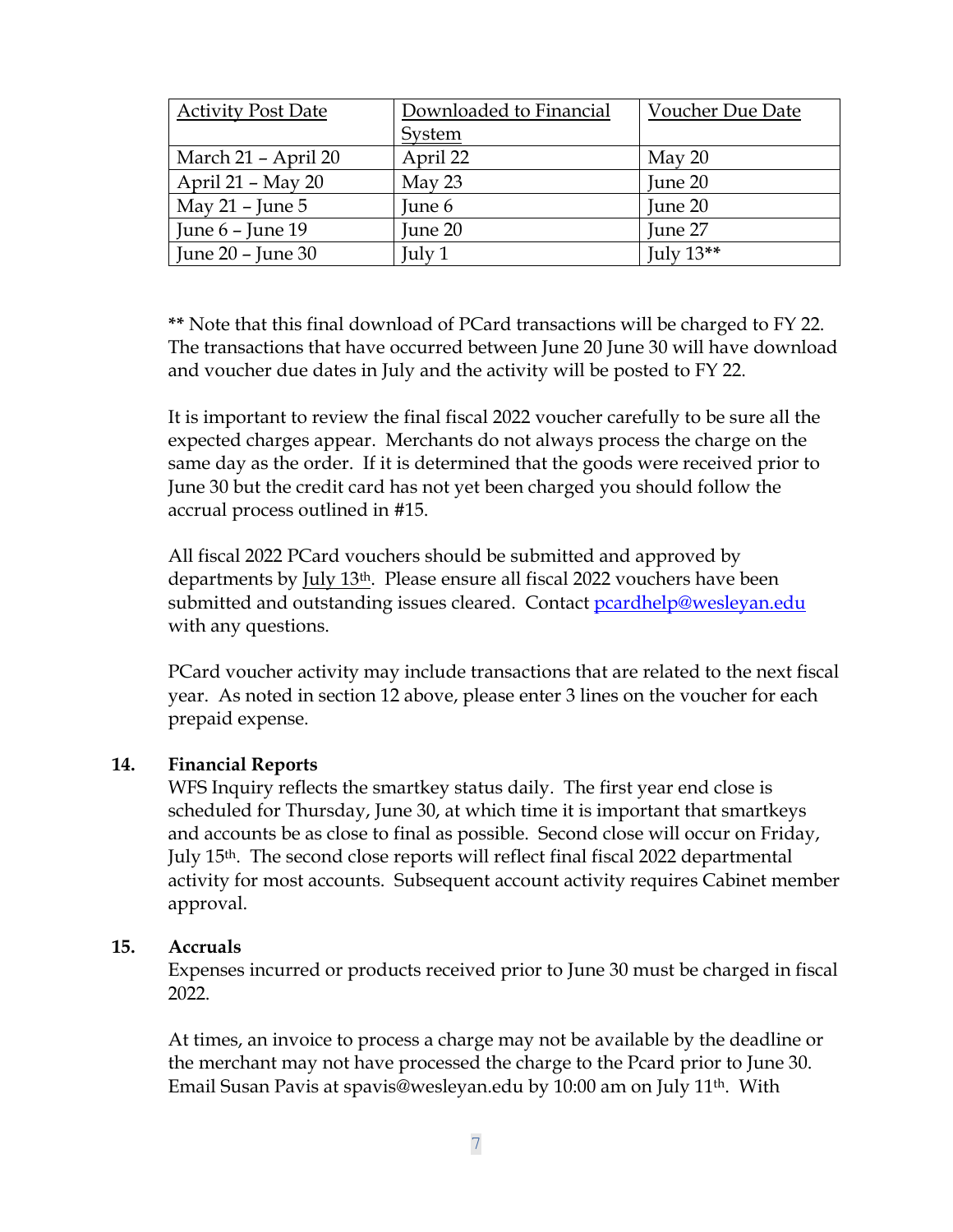| Activity Post Date | Downloaded to Financial System | Voucher Due Date |
|---|---|---|
| March 21 – April 20 | April 22 | May 20 |
| April 21 – May 20 | May 23 | June 20 |
| May 21 – June 5 | June 6 | June 20 |
| June 6 – June 19 | June 20 | June 27 |
| June 20 – June 30 | July 1 | July 13** |

** Note that this final download of PCard transactions will be charged to FY 22. The transactions that have occurred between June 20 June 30 will have download and voucher due dates in July and the activity will be posted to FY 22.

It is important to review the final fiscal 2022 voucher carefully to be sure all the expected charges appear. Merchants do not always process the charge on the same day as the order. If it is determined that the goods were received prior to June 30 but the credit card has not yet been charged you should follow the accrual process outlined in #15.

All fiscal 2022 PCard vouchers should be submitted and approved by departments by July 13th. Please ensure all fiscal 2022 vouchers have been submitted and outstanding issues cleared. Contact pcardhelp@wesleyan.edu with any questions.

PCard voucher activity may include transactions that are related to the next fiscal year. As noted in section 12 above, please enter 3 lines on the voucher for each prepaid expense.

**14. Financial Reports**

WFS Inquiry reflects the smartkey status daily. The first year end close is scheduled for Thursday, June 30, at which time it is important that smartkeys and accounts be as close to final as possible. Second close will occur on Friday, July 15th. The second close reports will reflect final fiscal 2022 departmental activity for most accounts. Subsequent account activity requires Cabinet member approval.

**15. Accruals**

Expenses incurred or products received prior to June 30 must be charged in fiscal 2022.

At times, an invoice to process a charge may not be available by the deadline or the merchant may not have processed the charge to the Pcard prior to June 30. Email Susan Pavis at spavis@wesleyan.edu by 10:00 am on July 11th. With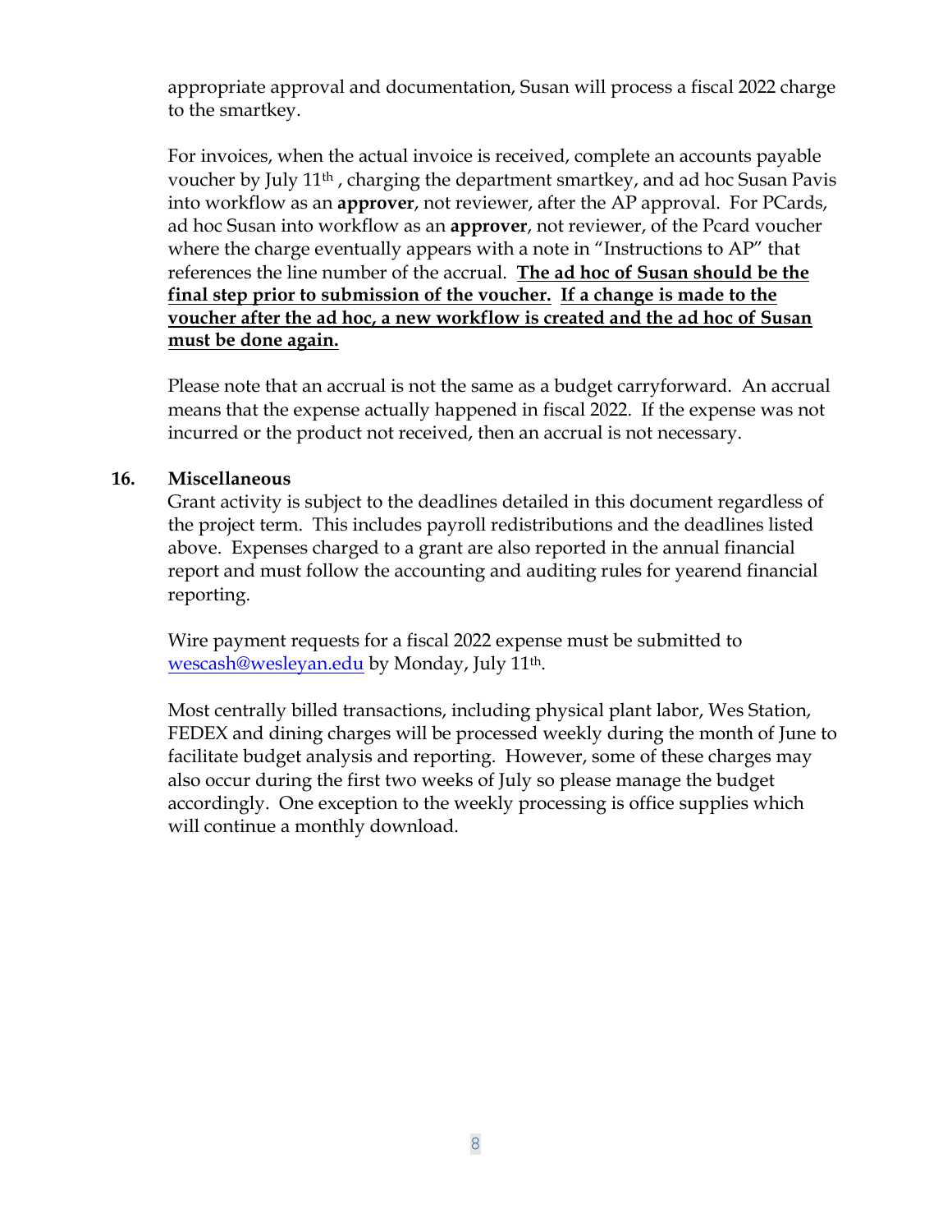appropriate approval and documentation, Susan will process a fiscal 2022 charge to the smartkey.

For invoices, when the actual invoice is received, complete an accounts payable voucher by July 11th , charging the department smartkey, and ad hoc Susan Pavis into workflow as an **approver**, not reviewer, after the AP approval. For PCards, ad hoc Susan into workflow as an **approver**, not reviewer, of the Pcard voucher where the charge eventually appears with a note in "Instructions to AP" that references the line number of the accrual. **<u>The ad hoc of Susan should be the final step prior to submission of the voucher.</u> <u>If a change is made to the voucher after the ad hoc, a new workflow is created and the ad hoc of Susan must be done again.</u>**

Please note that an accrual is not the same as a budget carryforward. An accrual means that the expense actually happened in fiscal 2022. If the expense was not incurred or the product not received, then an accrual is not necessary.

## 16. Miscellaneous

Grant activity is subject to the deadlines detailed in this document regardless of the project term. This includes payroll redistributions and the deadlines listed above. Expenses charged to a grant are also reported in the annual financial report and must follow the accounting and auditing rules for yearend financial reporting.

Wire payment requests for a fiscal 2022 expense must be submitted to [wescash@wesleyan.edu](mailto:wescash@wesleyan.edu) by Monday, July 11th.

Most centrally billed transactions, including physical plant labor, Wes Station, FEDEX and dining charges will be processed weekly during the month of June to facilitate budget analysis and reporting. However, some of these charges may also occur during the first two weeks of July so please manage the budget accordingly. One exception to the weekly processing is office supplies which will continue a monthly download.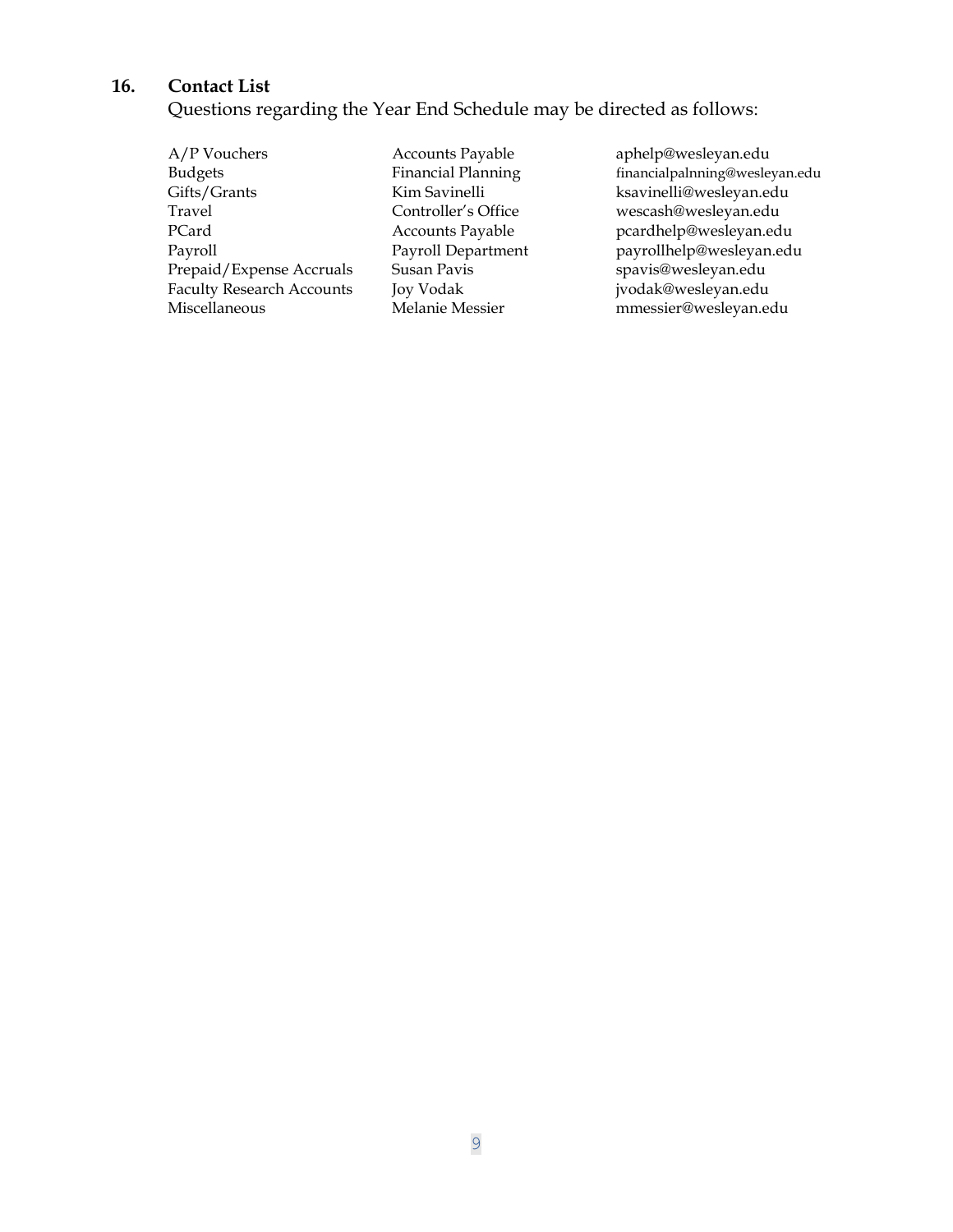## 16. Contact List

Questions regarding the Year End Schedule may be directed as follows:

| | | |
|---|---|---|
| A/P Vouchers | Accounts Payable | aphelp@wesleyan.edu |
| Budgets | Financial Planning | financialpalnning@wesleyan.edu |
| Gifts/Grants | Kim Savinelli | ksavinelli@wesleyan.edu |
| Travel | Controller's Office | wescash@wesleyan.edu |
| PCard | Accounts Payable | pcardhelp@wesleyan.edu |
| Payroll | Payroll Department | payrollhelp@wesleyan.edu |
| Prepaid/Expense Accruals | Susan Pavis | spavis@wesleyan.edu |
| Faculty Research Accounts | Joy Vodak | jvodak@wesleyan.edu |
| Miscellaneous | Melanie Messier | mmessier@wesleyan.edu |